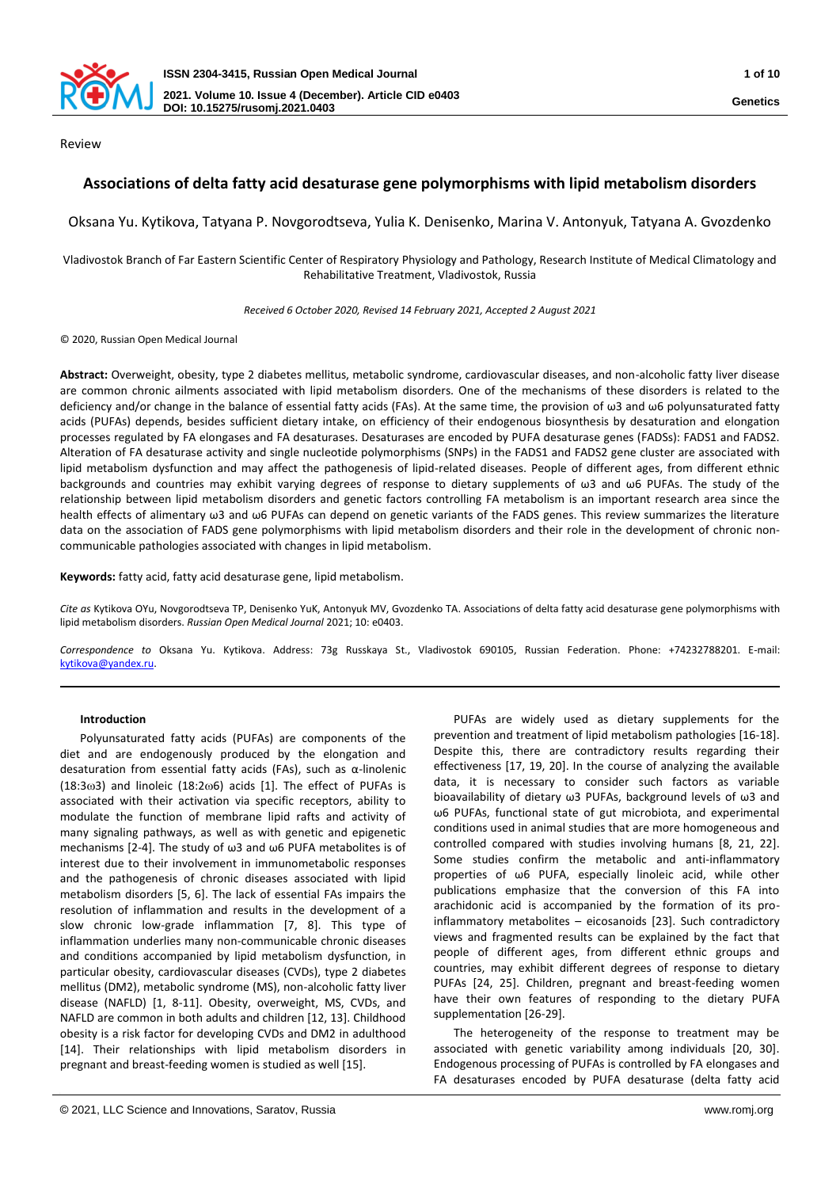Review

# Associations of delta fatty acid desaturase gene polymorphisms with lipid metabolism disorders

Oksana Yu. Kytikova, Tatyana P. Novgorodtseva, Yulia K. Denisenko, Marina V. Antonyuk, Tatyana A. Gvozdenko

Vladivostok Branch of Far Eastern Scientific Center of Respiratory Physiology and Pathology, Research Institute of Medical Climatology and Rehabilitative Treatment, Vladivostok, Russia

*Received 6 October 2020, Revised 14 February 2021, Accepted 2 August 2021*

© 2020, Russian Open Medical Journal

**Abstract:** Overweight, obesity, type 2 diabetes mellitus, metabolic syndrome, cardiovascular diseases, and non-alcoholic fatty liver disease are common chronic ailments associated with lipid metabolism disorders. One of the mechanisms of these disorders is related to the deficiency and/or change in the balance of essential fatty acids (FAs). At the same time, the provision of ω3 and ω6 polyunsaturated fatty acids (PUFAs) depends, besides sufficient dietary intake, on efficiency of their endogenous biosynthesis by desaturation and elongation processes regulated by FA elongases and FA desaturases. Desaturases are encoded by PUFA desaturase genes (FADSs): FADS1 and FADS2. Alteration of FA desaturase activity and single nucleotide polymorphisms (SNPs) in the FADS1 and FADS2 gene cluster are associated with lipid metabolism dysfunction and may affect the pathogenesis of lipid-related diseases. People of different ages, from different ethnic backgrounds and countries may exhibit varying degrees of response to dietary supplements of ω3 and ω6 PUFAs. The study of the relationship between lipid metabolism disorders and genetic factors controlling FA metabolism is an important research area since the health effects of alimentary ω3 and ω6 PUFAs can depend on genetic variants of the FADS genes. This review summarizes the literature data on the association of FADS gene polymorphisms with lipid metabolism disorders and their role in the development of chronic non-communicable pathologies associated with changes in lipid metabolism.

**Keywords:** fatty acid, fatty acid desaturase gene, lipid metabolism.

*Cite as* Kytikova OYu, Novgorodtseva TP, Denisenko YuK, Antonyuk MV, Gvozdenko TA. Associations of delta fatty acid desaturase gene polymorphisms with lipid metabolism disorders. *Russian Open Medical Journal* 2021; 10: e0403.

*Correspondence to* Oksana Yu. Kytikova. Address: 73g Russkaya St., Vladivostok 690105, Russian Federation. Phone: +74232788201. E-mail: kytikova@yandex.ru.

---

## Introduction

Polyunsaturated fatty acids (PUFAs) are components of the diet and are endogenously produced by the elongation and desaturation from essential fatty acids (FAs), such as α-linolenic (18:3ω3) and linoleic (18:2ω6) acids [1]. The effect of PUFAs is associated with their activation via specific receptors, ability to modulate the function of membrane lipid rafts and activity of many signaling pathways, as well as with genetic and epigenetic mechanisms [2-4]. The study of ω3 and ω6 PUFA metabolites is of interest due to their involvement in immunometabolic responses and the pathogenesis of chronic diseases associated with lipid metabolism disorders [5, 6]. The lack of essential FAs impairs the resolution of inflammation and results in the development of a slow chronic low-grade inflammation [7, 8]. This type of inflammation underlies many non-communicable chronic diseases and conditions accompanied by lipid metabolism dysfunction, in particular obesity, cardiovascular diseases (CVDs), type 2 diabetes mellitus (DM2), metabolic syndrome (MS), non-alcoholic fatty liver disease (NAFLD) [1, 8-11]. Obesity, overweight, MS, CVDs, and NAFLD are common in both adults and children [12, 13]. Childhood obesity is a risk factor for developing CVDs and DM2 in adulthood [14]. Their relationships with lipid metabolism disorders in pregnant and breast-feeding women is studied as well [15].

PUFAs are widely used as dietary supplements for the prevention and treatment of lipid metabolism pathologies [16-18]. Despite this, there are contradictory results regarding their effectiveness [17, 19, 20]. In the course of analyzing the available data, it is necessary to consider such factors as variable bioavailability of dietary ω3 PUFAs, background levels of ω3 and ω6 PUFAs, functional state of gut microbiota, and experimental conditions used in animal studies that are more homogeneous and controlled compared with studies involving humans [8, 21, 22]. Some studies confirm the metabolic and anti-inflammatory properties of ω6 PUFA, especially linoleic acid, while other publications emphasize that the conversion of this FA into arachidonic acid is accompanied by the formation of its pro-inflammatory metabolites – eicosanoids [23]. Such contradictory views and fragmented results can be explained by the fact that people of different ages, from different ethnic groups and countries, may exhibit different degrees of response to dietary PUFAs [24, 25]. Children, pregnant and breast-feeding women have their own features of responding to the dietary PUFA supplementation [26-29].

The heterogeneity of the response to treatment may be associated with genetic variability among individuals [20, 30]. Endogenous processing of PUFAs is controlled by FA elongases and FA desaturases encoded by PUFA desaturase (delta fatty acid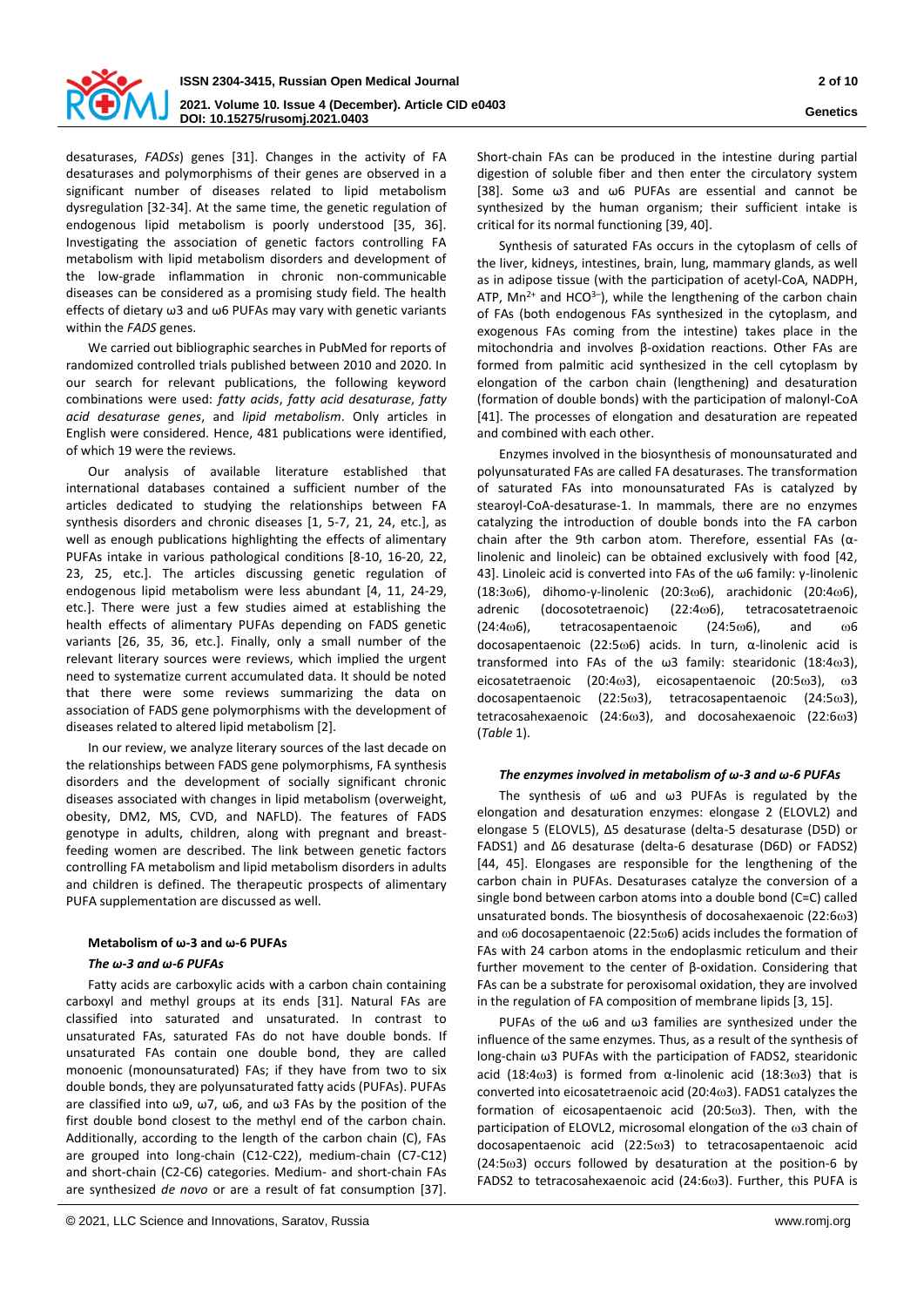desaturases, *FADSs*) genes [31]. Changes in the activity of FA desaturases and polymorphisms of their genes are observed in a significant number of diseases related to lipid metabolism dysregulation [32-34]. At the same time, the genetic regulation of endogenous lipid metabolism is poorly understood [35, 36]. Investigating the association of genetic factors controlling FA metabolism with lipid metabolism disorders and development of the low-grade inflammation in chronic non-communicable diseases can be considered as a promising study field. The health effects of dietary ω3 and ω6 PUFAs may vary with genetic variants within the *FADS* genes.

We carried out bibliographic searches in PubMed for reports of randomized controlled trials published between 2010 and 2020. In our search for relevant publications, the following keyword combinations were used: *fatty acids*, *fatty acid desaturase*, *fatty acid desaturase genes*, and *lipid metabolism*. Only articles in English were considered. Hence, 481 publications were identified, of which 19 were the reviews.

Our analysis of available literature established that international databases contained a sufficient number of the articles dedicated to studying the relationships between FA synthesis disorders and chronic diseases [1, 5-7, 21, 24, etc.], as well as enough publications highlighting the effects of alimentary PUFAs intake in various pathological conditions [8-10, 16-20, 22, 23, 25, etc.]. The articles discussing genetic regulation of endogenous lipid metabolism were less abundant [4, 11, 24-29, etc.]. There were just a few studies aimed at establishing the health effects of alimentary PUFAs depending on FADS genetic variants [26, 35, 36, etc.]. Finally, only a small number of the relevant literary sources were reviews, which implied the urgent need to systematize current accumulated data. It should be noted that there were some reviews summarizing the data on association of FADS gene polymorphisms with the development of diseases related to altered lipid metabolism [2].

In our review, we analyze literary sources of the last decade on the relationships between FADS gene polymorphisms, FA synthesis disorders and the development of socially significant chronic diseases associated with changes in lipid metabolism (overweight, obesity, DM2, MS, CVD, and NAFLD). The features of FADS genotype in adults, children, along with pregnant and breast-feeding women are described. The link between genetic factors controlling FA metabolism and lipid metabolism disorders in adults and children is defined. The therapeutic prospects of alimentary PUFA supplementation are discussed as well.

### Metabolism of ω-3 and ω-6 PUFAs

#### *The ω-3 and ω-6 PUFAs*

Fatty acids are carboxylic acids with a carbon chain containing carboxyl and methyl groups at its ends [31]. Natural FAs are classified into saturated and unsaturated. In contrast to unsaturated FAs, saturated FAs do not have double bonds. If unsaturated FAs contain one double bond, they are called monoenic (monounsaturated) FAs; if they have from two to six double bonds, they are polyunsaturated fatty acids (PUFAs). PUFAs are classified into ω9, ω7, ω6, and ω3 FAs by the position of the first double bond closest to the methyl end of the carbon chain. Additionally, according to the length of the carbon chain (C), FAs are grouped into long-chain (C12-C22), medium-chain (C7-C12) and short-chain (C2-C6) categories. Medium- and short-chain FAs are synthesized *de novo* or are a result of fat consumption [37]. Short-chain FAs can be produced in the intestine during partial digestion of soluble fiber and then enter the circulatory system [38]. Some ω3 and ω6 PUFAs are essential and cannot be synthesized by the human organism; their sufficient intake is critical for its normal functioning [39, 40].

Synthesis of saturated FAs occurs in the cytoplasm of cells of the liver, kidneys, intestines, brain, lung, mammary glands, as well as in adipose tissue (with the participation of acetyl-CoA, NADPH, ATP, $Mn^{2+}$ and $HCO^{3-}$), while the lengthening of the carbon chain of FAs (both endogenous FAs synthesized in the cytoplasm, and exogenous FAs coming from the intestine) takes place in the mitochondria and involves β-oxidation reactions. Other FAs are formed from palmitic acid synthesized in the cell cytoplasm by elongation of the carbon chain (lengthening) and desaturation (formation of double bonds) with the participation of malonyl-CoA [41]. The processes of elongation and desaturation are repeated and combined with each other.

Enzymes involved in the biosynthesis of monounsaturated and polyunsaturated FAs are called FA desaturases. The transformation of saturated FAs into monounsaturated FAs is catalyzed by stearoyl-CoA-desaturase-1. In mammals, there are no enzymes catalyzing the introduction of double bonds into the FA carbon chain after the 9th carbon atom. Therefore, essential FAs (α-linolenic and linoleic) can be obtained exclusively with food [42, 43]. Linoleic acid is converted into FAs of the ω6 family: γ-linolenic (18:3ω6), dihomo-γ-linolenic (20:3ω6), arachidonic (20:4ω6), adrenic (docosotetraenoic) (22:4ω6), tetracosatetraenoic (24:4ω6), tetracosapentaenoic (24:5ω6), and ω6 docosapentaenoic (22:5ω6) acids. In turn, α-linolenic acid is transformed into FAs of the ω3 family: stearidonic (18:4ω3), eicosatetraenoic (20:4ω3), eicosapentaenoic (20:5ω3), ω3 docosapentaenoic (22:5ω3), tetracosapentaenoic (24:5ω3), tetracosahexaenoic (24:6ω3), and docosahexaenoic (22:6ω3) (*Table* 1).

#### *The enzymes involved in metabolism of ω-3 and ω-6 PUFAs*

The synthesis of ω6 and ω3 PUFAs is regulated by the elongation and desaturation enzymes: elongase 2 (ELOVL2) and elongase 5 (ELOVL5), Δ5 desaturase (delta-5 desaturase (D5D) or FADS1) and Δ6 desaturase (delta-6 desaturase (D6D) or FADS2) [44, 45]. Elongases are responsible for the lengthening of the carbon chain in PUFAs. Desaturases catalyze the conversion of a single bond between carbon atoms into a double bond (C=C) called unsaturated bonds. The biosynthesis of docosahexaenoic (22:6ω3) and ω6 docosapentaenoic (22:5ω6) acids includes the formation of FAs with 24 carbon atoms in the endoplasmic reticulum and their further movement to the center of β-oxidation. Considering that FAs can be a substrate for peroxisomal oxidation, they are involved in the regulation of FA composition of membrane lipids [3, 15].

PUFAs of the ω6 and ω3 families are synthesized under the influence of the same enzymes. Thus, as a result of the synthesis of long-chain ω3 PUFAs with the participation of FADS2, stearidonic acid (18:4ω3) is formed from α-linolenic acid (18:3ω3) that is converted into eicosatetraenoic acid (20:4ω3). FADS1 catalyzes the formation of eicosapentaenoic acid (20:5ω3). Then, with the participation of ELOVL2, microsomal elongation of the ω3 chain of docosapentaenoic acid (22:5ω3) to tetracosapentaenoic acid (24:5ω3) occurs followed by desaturation at the position-6 by FADS2 to tetracosahexaenoic acid (24:6ω3). Further, this PUFA is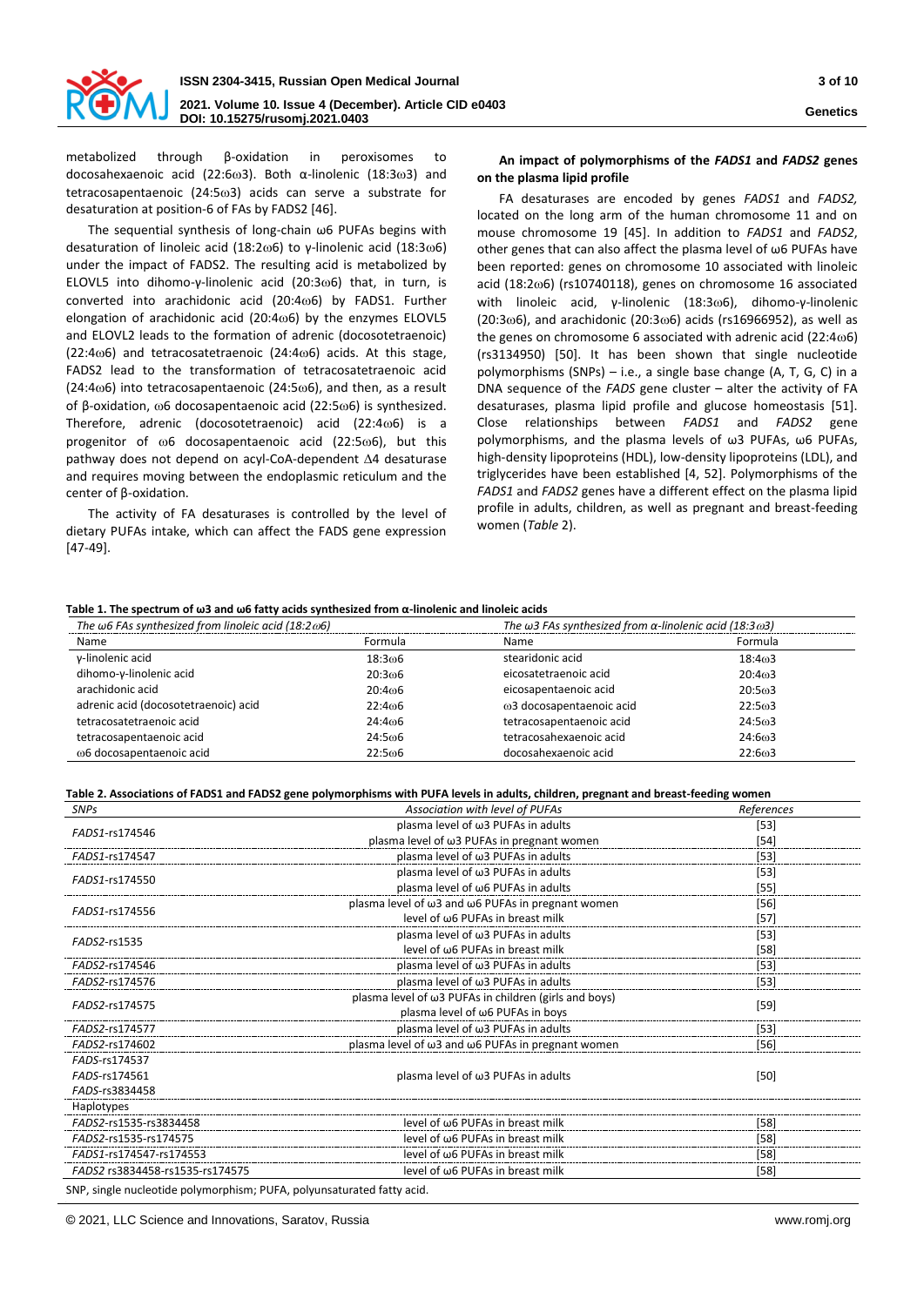metabolized through β-oxidation in peroxisomes to docosahexaenoic acid (22:6ω3). Both α-linolenic (18:3ω3) and tetracosapentaenoic (24:5ω3) acids can serve a substrate for desaturation at position-6 of FAs by FADS2 [46].

The sequential synthesis of long-chain ω6 PUFAs begins with desaturation of linoleic acid (18:2ω6) to γ-linolenic acid (18:3ω6) under the impact of FADS2. The resulting acid is metabolized by ELOVL5 into dihomo-γ-linolenic acid (20:3ω6) that, in turn, is converted into arachidonic acid (20:4ω6) by FADS1. Further elongation of arachidonic acid (20:4ω6) by the enzymes ELOVL5 and ELOVL2 leads to the formation of adrenic (docosotetraenoic) (22:4ω6) and tetracosatetraenoic (24:4ω6) acids. At this stage, FADS2 lead to the transformation of tetracosatetraenoic acid (24:4ω6) into tetracosapentaenoic (24:5ω6), and then, as a result of β-oxidation, ω6 docosapentaenoic acid (22:5ω6) is synthesized. Therefore, adrenic (docosotetraenoic) acid (22:4ω6) is a progenitor of ω6 docosapentaenoic acid (22:5ω6), but this pathway does not depend on acyl-CoA-dependent Δ4 desaturase and requires moving between the endoplasmic reticulum and the center of β-oxidation.

The activity of FA desaturases is controlled by the level of dietary PUFAs intake, which can affect the FADS gene expression [47-49].

**An impact of polymorphisms of the *FADS1* and *FADS2* genes on the plasma lipid profile**

FA desaturases are encoded by genes *FADS1* and *FADS2,* located on the long arm of the human chromosome 11 and on mouse chromosome 19 [45]. In addition to *FADS1* and *FADS2*, other genes that can also affect the plasma level of ω6 PUFAs have been reported: genes on chromosome 10 associated with linoleic acid (18:2ω6) (rs10740118), genes on chromosome 16 associated with linoleic acid, γ-linolenic (18:3ω6), dihomo-γ-linolenic (20:3ω6), and arachidonic (20:3ω6) acids (rs16966952), as well as the genes on chromosome 6 associated with adrenic acid (22:4ω6) (rs3134950) [50]. It has been shown that single nucleotide polymorphisms (SNPs) – i.e., a single base change (A, T, G, C) in a DNA sequence of the *FADS* gene cluster – alter the activity of FA desaturases, plasma lipid profile and glucose homeostasis [51]. Close relationships between *FADS1* and *FADS2* gene polymorphisms, and the plasma levels of ω3 PUFAs, ω6 PUFAs, high-density lipoproteins (HDL), low-density lipoproteins (LDL), and triglycerides have been established [4, 52]. Polymorphisms of the *FADS1* and *FADS2* genes have a different effect on the plasma lipid profile in adults, children, as well as pregnant and breast-feeding women (*Table* 2).

**Table 1. The spectrum of ω3 and ω6 fatty acids synthesized from α-linolenic and linoleic acids**

| *The ω6 FAs synthesized from linoleic acid (18:2ω6)* | | *The ω3 FAs synthesized from α-linolenic acid (18:3ω3)* | |
|---|---|---|---|
| Name | Formula | Name | Formula |
| γ-linolenic acid | 18:3ω6 | stearidonic acid | 18:4ω3 |
| dihomo-γ-linolenic acid | 20:3ω6 | eicosatetraenoic acid | 20:4ω3 |
| arachidonic acid | 20:4ω6 | eicosapentaenoic acid | 20:5ω3 |
| adrenic acid (docosotetraenoic) acid | 22:4ω6 | ω3 docosapentaenoic acid | 22:5ω3 |
| tetracosatetraenoic acid | 24:4ω6 | tetracosapentaenoic acid | 24:5ω3 |
| tetracosapentaenoic acid | 24:5ω6 | tetracosahexaenoic acid | 24:6ω3 |
| ω6 docosapentaenoic acid | 22:5ω6 | docosahexaenoic acid | 22:6ω3 |

**Table 2. Associations of FADS1 and FADS2 gene polymorphisms with PUFA levels in adults, children, pregnant and breast-feeding women**

| *SNPs* | *Association with level of PUFAs* | *References* |
|---|---|---|
| *FADS1*-rs174546 | plasma level of ω3 PUFAs in adults | [53] |
| | plasma level of ω3 PUFAs in pregnant women | [54] |
| *FADS1*-rs174547 | plasma level of ω3 PUFAs in adults | [53] |
| *FADS1*-rs174550 | plasma level of ω3 PUFAs in adults | [53] |
| | plasma level of ω6 PUFAs in adults | [55] |
| *FADS1*-rs174556 | plasma level of ω3 and ω6 PUFAs in pregnant women | [56] |
| | level of ω6 PUFAs in breast milk | [57] |
| *FADS2*-rs1535 | plasma level of ω3 PUFAs in adults | [53] |
| | level of ω6 PUFAs in breast milk | [58] |
| *FADS2*-rs174546 | plasma level of ω3 PUFAs in adults | [53] |
| *FADS2*-rs174576 | plasma level of ω3 PUFAs in adults | [53] |
| *FADS2*-rs174575 | plasma level of ω3 PUFAs in children (girls and boys)<br>plasma level of ω6 PUFAs in boys | [59] |
| *FADS2*-rs174577 | plasma level of ω3 PUFAs in adults | [53] |
| *FADS2*-rs174602 | plasma level of ω3 and ω6 PUFAs in pregnant women | [56] |
| *FADS*-rs174537<br>*FADS*-rs174561<br>*FADS*-rs3834458 | plasma level of ω3 PUFAs in adults | [50] |
| Haplotypes | | |
| *FADS2*-rs1535-rs3834458 | level of ω6 PUFAs in breast milk | [58] |
| *FADS2*-rs1535-rs174575 | level of ω6 PUFAs in breast milk | [58] |
| *FADS1*-rs174547-rs174553 | level of ω6 PUFAs in breast milk | [58] |
| *FADS2* rs3834458-rs1535-rs174575 | level of ω6 PUFAs in breast milk | [58] |

SNP, single nucleotide polymorphism; PUFA, polyunsaturated fatty acid.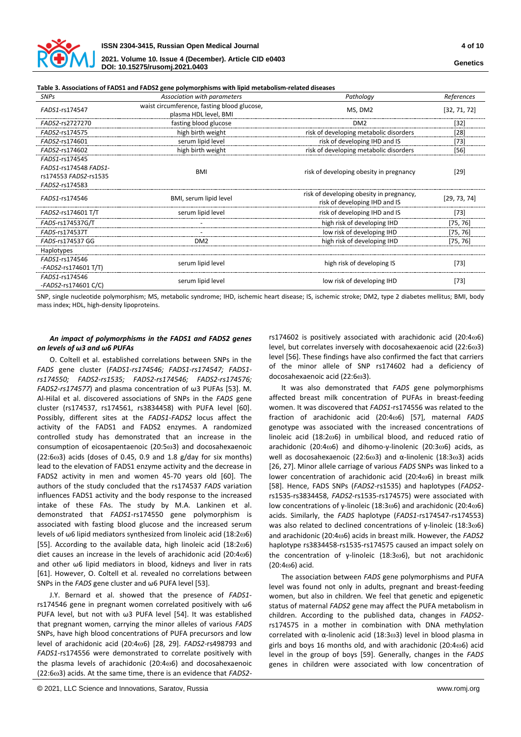**Table 3. Associations of FADS1 and FADS2 gene polymorphisms with lipid metabolism-related diseases**

| SNPs | Association with parameters | Pathology | References |
|---|---|---|---|
| *FADS1*-rs174547 | waist circumference, fasting blood glucose, plasma HDL level, BMI | MS, DM2 | [32, 71, 72] |
| *FADS2*-rs2727270 | fasting blood glucose | DM2 | [32] |
| *FADS2*-rs174575 | high birth weight | risk of developing metabolic disorders | [28] |
| *FADS2*-rs174601 | serum lipid level | risk of developing IHD and IS | [73] |
| *FADS2*-rs174602 | high birth weight | risk of developing metabolic disorders | [56] |
| *FADS1*-rs174545 *FADS1*-rs174548 *FADS1*-rs174553 *FADS2*-rs1535 *FADS2*-rs174583 | BMI | risk of developing obesity in pregnancy | [29] |
| *FADS1*-rs174546 | BMI, serum lipid level | risk of developing obesity in pregnancy, risk of developing IHD and IS | [29, 73, 74] |
| *FADS2*-rs174601 T/T | serum lipid level | risk of developing IHD and IS | [73] |
| *FADS*-rs174537G/T | - | high risk of developing IHD | [75, 76] |
| *FADS*-rs174537T | - | low risk of developing IHD | [75, 76] |
| *FADS*-rs174537 GG | DM2 | high risk of developing IHD | [75, 76] |
| Haplotypes | | | |
| *FADS1*-rs174546 -*FADS2*-rs174601 T/T) | serum lipid level | high risk of developing IS | [73] |
| *FADS1*-rs174546 -*FADS2*-rs174601 C/C) | serum lipid level | low risk of developing IHD | [73] |

SNP, single nucleotide polymorphism; MS, metabolic syndrome; IHD, ischemic heart disease; IS, ischemic stroke; DM2, type 2 diabetes mellitus; BMI, body mass index; HDL, high-density lipoproteins.

### *An impact of polymorphisms in the FADS1 and FADS2 genes on levels of ω3 and ω6 PUFAs*

O. Coltell et al. established correlations between SNPs in the *FADS* gene cluster (*FADS1-rs174546; FADS1-rs174547; FADS1-rs174550; FADS2-rs1535; FADS2-rs174546; FADS2-rs174576; FADS2-rs174577*) and plasma concentration of ω3 PUFAs [53]. M. Al-Hilal et al. discovered associations of SNPs in the *FADS* gene cluster (rs174537, rs174561, rs3834458) with PUFA level [60]. Possibly, different sites at the *FADS1-FADS2* locus affect the activity of the FADS1 and FADS2 enzymes. A randomized controlled study has demonstrated that an increase in the consumption of eicosapentaenoic (20:5ω3) and docosahexaenoic (22:6ω3) acids (doses of 0.45, 0.9 and 1.8 g/day for six months) lead to the elevation of FADS1 enzyme activity and the decrease in FADS2 activity in men and women 45-70 years old [60]. The authors of the study concluded that the rs174537 *FADS* variation influences FADS1 activity and the body response to the increased intake of these FAs. The study by M.A. Lankinen et al. demonstrated that *FADS1*-rs174550 gene polymorphism is associated with fasting blood glucose and the increased serum levels of ω6 lipid mediators synthesized from linoleic acid (18:2ω6) [55]. According to the available data, high linoleic acid (18:2ω6) diet causes an increase in the levels of arachidonic acid (20:4ω6) and other ω6 lipid mediators in blood, kidneys and liver in rats [61]. However, O. Coltell et al. revealed no correlations between SNPs in the *FADS* gene cluster and ω6 PUFA level [53].

J.Y. Bernard et al. showed that the presence of *FADS1*-rs174546 gene in pregnant women correlated positively with ω6 PUFA level, but not with ω3 PUFA level [54]. It was established that pregnant women, carrying the minor alleles of various *FADS* SNPs, have high blood concentrations of PUFA precursors and low level of arachidonic acid (20:4ω6) [28, 29]. *FADS2*-rs498793 and *FADS1*-rs174556 were demonstrated to correlate positively with the plasma levels of arachidonic (20:4ω6) and docosahexaenoic (22:6ω3) acids. At the same time, there is an evidence that *FADS2*-rs174602 is positively associated with arachidonic acid (20:4ω6) level, but correlates inversely with docosahexaenoic acid (22:6ω3) level [56]. These findings have also confirmed the fact that carriers of the minor allele of SNP rs174602 had a deficiency of docosahexaenoic acid (22:6ω3).

It was also demonstrated that *FADS* gene polymorphisms affected breast milk concentration of PUFAs in breast-feeding women. It was discovered that *FADS1*-rs174556 was related to the fraction of arachidonic acid (20:4ω6) [57], maternal *FADS* genotype was associated with the increased concentrations of linoleic acid (18:2ω6) in umbilical blood, and reduced ratio of arachidonic (20:4ω6) and dihomo-γ-linolenic (20:3ω6) acids, as well as docosahexaenoic (22:6ω3) and α-linolenic (18:3ω3) acids [26, 27]. Minor allele carriage of various *FADS* SNPs was linked to a lower concentration of arachidonic acid (20:4ω6) in breast milk [58]. Hence, FADS SNPs (*FADS2*-rs1535) and haplotypes (*FADS2*-rs1535-rs3834458, *FADS2*-rs1535-rs174575) were associated with low concentrations of γ-linoleic (18:3ω6) and arachidonic (20:4ω6) acids. Similarly, the *FADS* haplotype (*FADS1*-rs174547-rs174553) was also related to declined concentrations of γ-linoleic (18:3ω6) and arachidonic (20:4ω6) acids in breast milk. However, the *FADS2* haplotype rs3834458-rs1535-rs174575 caused an impact solely on the concentration of γ-linoleic (18:3ω6), but not arachidonic (20:4ω6) acid.

The association between *FADS* gene polymorphisms and PUFA level was found not only in adults, pregnant and breast-feeding women, but also in children. We feel that genetic and epigenetic status of maternal *FADS2* gene may affect the PUFA metabolism in children. According to the published data, changes in *FADS2*-rs174575 in a mother in combination with DNA methylation correlated with α-linolenic acid (18:3ω3) level in blood plasma in girls and boys 16 months old, and with arachidonic (20:4ω6) acid level in the group of boys [59]. Generally, changes in the *FADS* genes in children were associated with low concentration of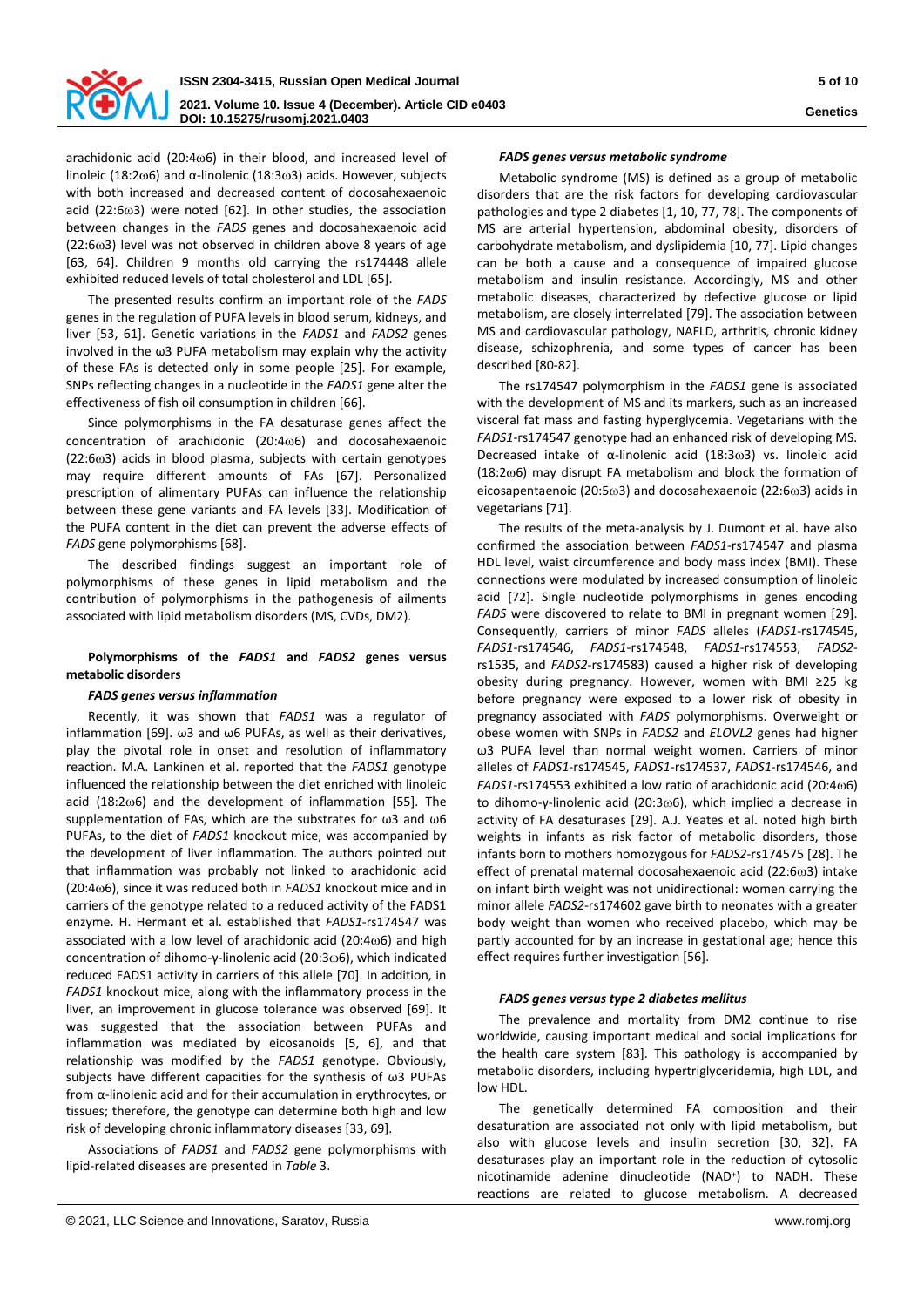arachidonic acid (20:4ω6) in their blood, and increased level of linoleic (18:2ω6) and α-linolenic (18:3ω3) acids. However, subjects with both increased and decreased content of docosahexaenoic acid (22:6ω3) were noted [62]. In other studies, the association between changes in the *FADS* genes and docosahexaenoic acid (22:6ω3) level was not observed in children above 8 years of age [63, 64]. Children 9 months old carrying the rs174448 allele exhibited reduced levels of total cholesterol and LDL [65].

The presented results confirm an important role of the *FADS* genes in the regulation of PUFA levels in blood serum, kidneys, and liver [53, 61]. Genetic variations in the *FADS1* and *FADS2* genes involved in the ω3 PUFA metabolism may explain why the activity of these FAs is detected only in some people [25]. For example, SNPs reflecting changes in a nucleotide in the *FADS1* gene alter the effectiveness of fish oil consumption in children [66].

Since polymorphisms in the FA desaturase genes affect the concentration of arachidonic (20:4ω6) and docosahexaenoic (22:6ω3) acids in blood plasma, subjects with certain genotypes may require different amounts of FAs [67]. Personalized prescription of alimentary PUFAs can influence the relationship between these gene variants and FA levels [33]. Modification of the PUFA content in the diet can prevent the adverse effects of *FADS* gene polymorphisms [68].

The described findings suggest an important role of polymorphisms of these genes in lipid metabolism and the contribution of polymorphisms in the pathogenesis of ailments associated with lipid metabolism disorders (MS, CVDs, DM2).

### Polymorphisms of the *FADS1* and *FADS2* genes versus metabolic disorders

#### *FADS genes versus inflammation*

Recently, it was shown that *FADS1* was a regulator of inflammation [69]. ω3 and ω6 PUFAs, as well as their derivatives, play the pivotal role in onset and resolution of inflammatory reaction. M.A. Lankinen et al. reported that the *FADS1* genotype influenced the relationship between the diet enriched with linoleic acid (18:2ω6) and the development of inflammation [55]. The supplementation of FAs, which are the substrates for ω3 and ω6 PUFAs, to the diet of *FADS1* knockout mice, was accompanied by the development of liver inflammation. The authors pointed out that inflammation was probably not linked to arachidonic acid (20:4ω6), since it was reduced both in *FADS1* knockout mice and in carriers of the genotype related to a reduced activity of the FADS1 enzyme. H. Hermant et al. established that *FADS1*-rs174547 was associated with a low level of arachidonic acid (20:4ω6) and high concentration of dihomo-γ-linolenic acid (20:3ω6), which indicated reduced FADS1 activity in carriers of this allele [70]. In addition, in *FADS1* knockout mice, along with the inflammatory process in the liver, an improvement in glucose tolerance was observed [69]. It was suggested that the association between PUFAs and inflammation was mediated by eicosanoids [5, 6], and that relationship was modified by the *FADS1* genotype. Obviously, subjects have different capacities for the synthesis of ω3 PUFAs from α-linolenic acid and for their accumulation in erythrocytes, or tissues; therefore, the genotype can determine both high and low risk of developing chronic inflammatory diseases [33, 69].

Associations of *FADS1* and *FADS2* gene polymorphisms with lipid-related diseases are presented in *Table* 3.

#### *FADS genes versus metabolic syndrome*

Metabolic syndrome (MS) is defined as a group of metabolic disorders that are the risk factors for developing cardiovascular pathologies and type 2 diabetes [1, 10, 77, 78]. The components of MS are arterial hypertension, abdominal obesity, disorders of carbohydrate metabolism, and dyslipidemia [10, 77]. Lipid changes can be both a cause and a consequence of impaired glucose metabolism and insulin resistance. Accordingly, MS and other metabolic diseases, characterized by defective glucose or lipid metabolism, are closely interrelated [79]. The association between MS and cardiovascular pathology, NAFLD, arthritis, chronic kidney disease, schizophrenia, and some types of cancer has been described [80-82].

The rs174547 polymorphism in the *FADS1* gene is associated with the development of MS and its markers, such as an increased visceral fat mass and fasting hyperglycemia. Vegetarians with the *FADS1*-rs174547 genotype had an enhanced risk of developing MS. Decreased intake of α-linolenic acid (18:3ω3) vs. linoleic acid (18:2ω6) may disrupt FA metabolism and block the formation of eicosapentaenoic (20:5ω3) and docosahexaenoic (22:6ω3) acids in vegetarians [71].

The results of the meta-analysis by J. Dumont et al. have also confirmed the association between *FADS1*-rs174547 and plasma HDL level, waist circumference and body mass index (BMI). These connections were modulated by increased consumption of linoleic acid [72]. Single nucleotide polymorphisms in genes encoding *FADS* were discovered to relate to BMI in pregnant women [29]. Consequently, carriers of minor *FADS* alleles (*FADS1*-rs174545, *FADS1*-rs174546, *FADS1*-rs174548, *FADS1*-rs174553, *FADS2*-rs1535, and *FADS2*-rs174583) caused a higher risk of developing obesity during pregnancy. However, women with BMI ≥25 kg before pregnancy were exposed to a lower risk of obesity in pregnancy associated with *FADS* polymorphisms. Overweight or obese women with SNPs in *FADS2* and *ELOVL2* genes had higher ω3 PUFA level than normal weight women. Carriers of minor alleles of *FADS1*-rs174545, *FADS1*-rs174537, *FADS1*-rs174546, and *FADS1*-rs174553 exhibited a low ratio of arachidonic acid (20:4ω6) to dihomo-γ-linolenic acid (20:3ω6), which implied a decrease in activity of FA desaturases [29]. A.J. Yeates et al. noted high birth weights in infants as risk factor of metabolic disorders, those infants born to mothers homozygous for *FADS2*-rs174575 [28]. The effect of prenatal maternal docosahexaenoic acid (22:6ω3) intake on infant birth weight was not unidirectional: women carrying the minor allele *FADS2*-rs174602 gave birth to neonates with a greater body weight than women who received placebo, which may be partly accounted for by an increase in gestational age; hence this effect requires further investigation [56].

#### *FADS genes versus type 2 diabetes mellitus*

The prevalence and mortality from DM2 continue to rise worldwide, causing important medical and social implications for the health care system [83]. This pathology is accompanied by metabolic disorders, including hypertriglyceridemia, high LDL, and low HDL.

The genetically determined FA composition and their desaturation are associated not only with lipid metabolism, but also with glucose levels and insulin secretion [30, 32]. FA desaturases play an important role in the reduction of cytosolic nicotinamide adenine dinucleotide ($NAD^+$) to NADH. These reactions are related to glucose metabolism. A decreased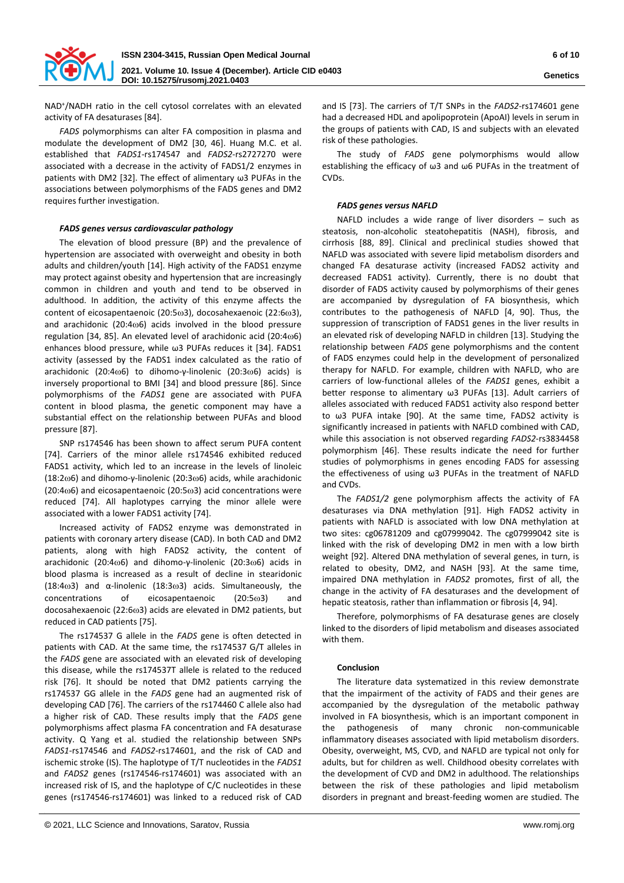NAD+/NADH ratio in the cell cytosol correlates with an elevated activity of FA desaturases [84].

*FADS* polymorphisms can alter FA composition in plasma and modulate the development of DM2 [30, 46]. Huang M.C. et al. established that *FADS1*-rs174547 and *FADS2*-rs2727270 were associated with a decrease in the activity of FADS1/2 enzymes in patients with DM2 [32]. The effect of alimentary ω3 PUFAs in the associations between polymorphisms of the FADS genes and DM2 requires further investigation.

### *FADS genes versus cardiovascular pathology*

The elevation of blood pressure (BP) and the prevalence of hypertension are associated with overweight and obesity in both adults and children/youth [14]. High activity of the FADS1 enzyme may protect against obesity and hypertension that are increasingly common in children and youth and tend to be observed in adulthood. In addition, the activity of this enzyme affects the content of eicosapentaenoic (20:5ω3), docosahexaenoic (22:6ω3), and arachidonic (20:4ω6) acids involved in the blood pressure regulation [34, 85]. An elevated level of arachidonic acid (20:4ω6) enhances blood pressure, while ω3 PUFAs reduces it [34]. FADS1 activity (assessed by the FADS1 index calculated as the ratio of arachidonic (20:4ω6) to dihomo-γ-linolenic (20:3ω6) acids) is inversely proportional to BMI [34] and blood pressure [86]. Since polymorphisms of the *FADS1* gene are associated with PUFA content in blood plasma, the genetic component may have a substantial effect on the relationship between PUFAs and blood pressure [87].

SNP rs174546 has been shown to affect serum PUFA content [74]. Carriers of the minor allele rs174546 exhibited reduced FADS1 activity, which led to an increase in the levels of linoleic (18:2ω6) and dihomo-γ-linolenic (20:3ω6) acids, while arachidonic (20:4ω6) and eicosapentaenoic (20:5ω3) acid concentrations were reduced [74]. All haplotypes carrying the minor allele were associated with a lower FADS1 activity [74].

Increased activity of FADS2 enzyme was demonstrated in patients with coronary artery disease (CAD). In both CAD and DM2 patients, along with high FADS2 activity, the content of arachidonic (20:4ω6) and dihomo-γ-linolenic (20:3ω6) acids in blood plasma is increased as a result of decline in stearidonic (18:4ω3) and α-linolenic (18:3ω3) acids. Simultaneously, the concentrations of eicosapentaenoic (20:5ω3) and docosahexaenoic (22:6ω3) acids are elevated in DM2 patients, but reduced in CAD patients [75].

The rs174537 G allele in the *FADS* gene is often detected in patients with CAD. At the same time, the rs174537 G/T alleles in the *FADS* gene are associated with an elevated risk of developing this disease, while the rs174537T allele is related to the reduced risk [76]. It should be noted that DM2 patients carrying the rs174537 GG allele in the *FADS* gene had an augmented risk of developing CAD [76]. The carriers of the rs174460 C allele also had a higher risk of CAD. These results imply that the *FADS* gene polymorphisms affect plasma FA concentration and FA desaturase activity. Q Yang et al. studied the relationship between SNPs *FADS1*-rs174546 and *FADS2*-rs174601, and the risk of CAD and ischemic stroke (IS). The haplotype of T/T nucleotides in the *FADS1* and *FADS2* genes (rs174546-rs174601) was associated with an increased risk of IS, and the haplotype of C/C nucleotides in these genes (rs174546-rs174601) was linked to a reduced risk of CAD and IS [73]. The carriers of T/T SNPs in the *FADS2*-rs174601 gene had a decreased HDL and apolipoprotein (ApoAI) levels in serum in the groups of patients with CAD, IS and subjects with an elevated risk of these pathologies.

The study of *FADS* gene polymorphisms would allow establishing the efficacy of ω3 and ω6 PUFAs in the treatment of CVDs.

### *FADS genes versus NAFLD*

NAFLD includes a wide range of liver disorders – such as steatosis, non-alcoholic steatohepatitis (NASH), fibrosis, and cirrhosis [88, 89]. Clinical and preclinical studies showed that NAFLD was associated with severe lipid metabolism disorders and changed FA desaturase activity (increased FADS2 activity and decreased FADS1 activity). Currently, there is no doubt that disorder of FADS activity caused by polymorphisms of their genes are accompanied by dysregulation of FA biosynthesis, which contributes to the pathogenesis of NAFLD [4, 90]. Thus, the suppression of transcription of FADS1 genes in the liver results in an elevated risk of developing NAFLD in children [13]. Studying the relationship between *FADS* gene polymorphisms and the content of FADS enzymes could help in the development of personalized therapy for NAFLD. For example, children with NAFLD, who are carriers of low-functional alleles of the *FADS1* genes, exhibit a better response to alimentary ω3 PUFAs [13]. Adult carriers of alleles associated with reduced FADS1 activity also respond better to ω3 PUFA intake [90]. At the same time, FADS2 activity is significantly increased in patients with NAFLD combined with CAD, while this association is not observed regarding *FADS2*-rs3834458 polymorphism [46]. These results indicate the need for further studies of polymorphisms in genes encoding FADS for assessing the effectiveness of using ω3 PUFAs in the treatment of NAFLD and CVDs.

The *FADS1/2* gene polymorphism affects the activity of FA desaturases via DNA methylation [91]. High FADS2 activity in patients with NAFLD is associated with low DNA methylation at two sites: cg06781209 and cg07999042. The cg07999042 site is linked with the risk of developing DM2 in men with a low birth weight [92]. Altered DNA methylation of several genes, in turn, is related to obesity, DM2, and NASH [93]. At the same time, impaired DNA methylation in *FADS2* promotes, first of all, the change in the activity of FA desaturases and the development of hepatic steatosis, rather than inflammation or fibrosis [4, 94].

Therefore, polymorphisms of FA desaturase genes are closely linked to the disorders of lipid metabolism and diseases associated with them.

### Conclusion

The literature data systematized in this review demonstrate that the impairment of the activity of FADS and their genes are accompanied by the dysregulation of the metabolic pathway involved in FA biosynthesis, which is an important component in the pathogenesis of many chronic non-communicable inflammatory diseases associated with lipid metabolism disorders. Obesity, overweight, MS, CVD, and NAFLD are typical not only for adults, but for children as well. Childhood obesity correlates with the development of CVD and DM2 in adulthood. The relationships between the risk of these pathologies and lipid metabolism disorders in pregnant and breast-feeding women are studied. The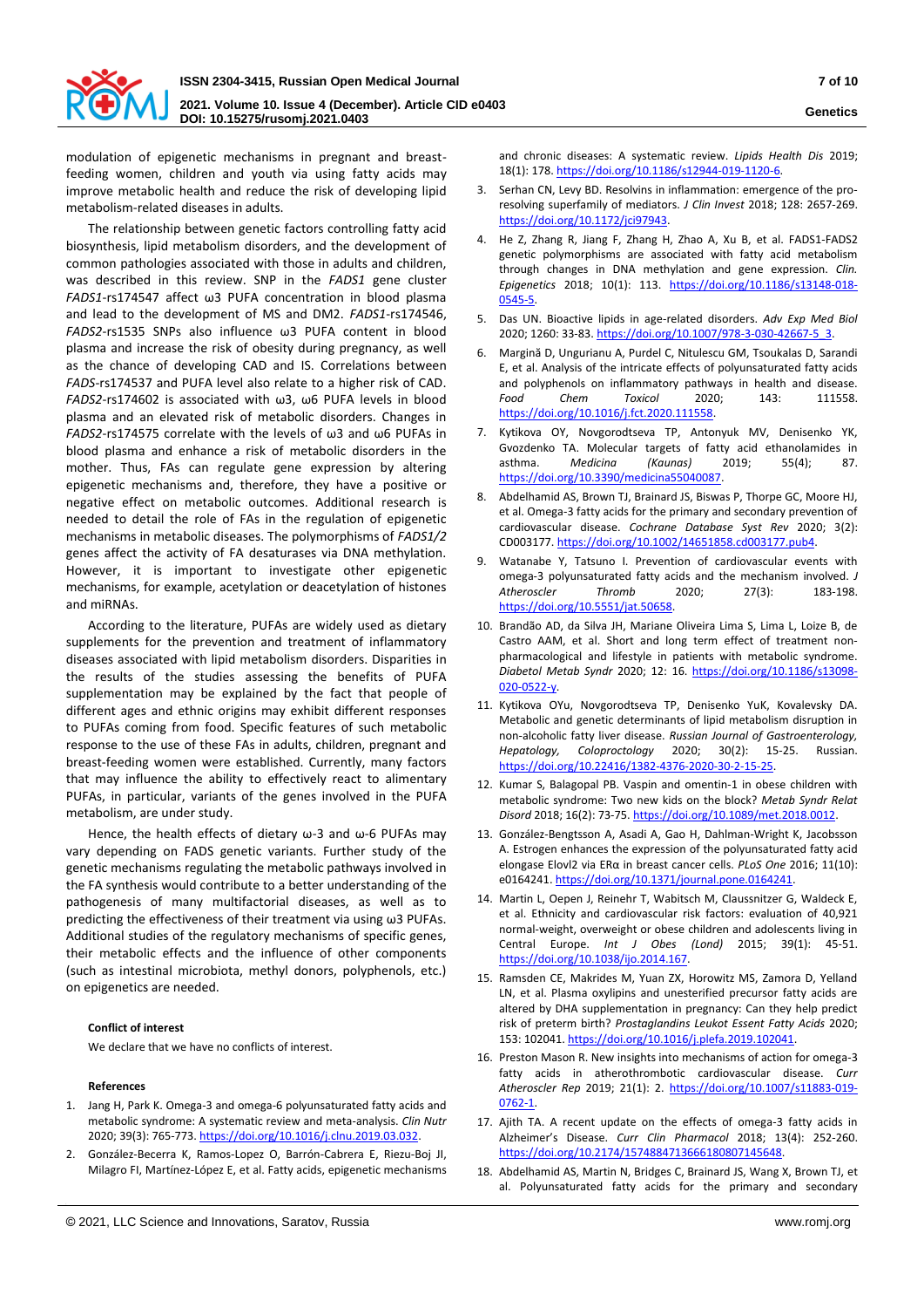modulation of epigenetic mechanisms in pregnant and breast-feeding women, children and youth via using fatty acids may improve metabolic health and reduce the risk of developing lipid metabolism-related diseases in adults.

The relationship between genetic factors controlling fatty acid biosynthesis, lipid metabolism disorders, and the development of common pathologies associated with those in adults and children, was described in this review. SNP in the *FADS1* gene cluster *FADS1*-rs174547 affect ω3 PUFA concentration in blood plasma and lead to the development of MS and DM2. *FADS1*-rs174546, *FADS2*-rs1535 SNPs also influence ω3 PUFA content in blood plasma and increase the risk of obesity during pregnancy, as well as the chance of developing CAD and IS. Correlations between *FADS*-rs174537 and PUFA level also relate to a higher risk of CAD. *FADS2*-rs174602 is associated with ω3, ω6 PUFA levels in blood plasma and an elevated risk of metabolic disorders. Changes in *FADS2*-rs174575 correlate with the levels of ω3 and ω6 PUFAs in blood plasma and enhance a risk of metabolic disorders in the mother. Thus, FAs can regulate gene expression by altering epigenetic mechanisms and, therefore, they have a positive or negative effect on metabolic outcomes. Additional research is needed to detail the role of FAs in the regulation of epigenetic mechanisms in metabolic diseases. The polymorphisms of *FADS1/2* genes affect the activity of FA desaturases via DNA methylation. However, it is important to investigate other epigenetic mechanisms, for example, acetylation or deacetylation of histones and miRNAs.

According to the literature, PUFAs are widely used as dietary supplements for the prevention and treatment of inflammatory diseases associated with lipid metabolism disorders. Disparities in the results of the studies assessing the benefits of PUFA supplementation may be explained by the fact that people of different ages and ethnic origins may exhibit different responses to PUFAs coming from food. Specific features of such metabolic response to the use of these FAs in adults, children, pregnant and breast-feeding women were established. Currently, many factors that may influence the ability to effectively react to alimentary PUFAs, in particular, variants of the genes involved in the PUFA metabolism, are under study.

Hence, the health effects of dietary ω-3 and ω-6 PUFAs may vary depending on FADS genetic variants. Further study of the genetic mechanisms regulating the metabolic pathways involved in the FA synthesis would contribute to a better understanding of the pathogenesis of many multifactorial diseases, as well as to predicting the effectiveness of their treatment via using ω3 PUFAs. Additional studies of the regulatory mechanisms of specific genes, their metabolic effects and the influence of other components (such as intestinal microbiota, methyl donors, polyphenols, etc.) on epigenetics are needed.

#### Conflict of interest

We declare that we have no conflicts of interest.

#### References

1. Jang H, Park K. Omega-3 and omega-6 polyunsaturated fatty acids and metabolic syndrome: A systematic review and meta-analysis. *Clin Nutr* 2020; 39(3): 765-773. https://doi.org/10.1016/j.clnu.2019.03.032.
2. González-Becerra K, Ramos-Lopez O, Barrón-Cabrera E, Riezu-Boj JI, Milagro FI, Martínez-López E, et al. Fatty acids, epigenetic mechanisms and chronic diseases: A systematic review. *Lipids Health Dis* 2019; 18(1): 178. https://doi.org/10.1186/s12944-019-1120-6.
3. Serhan CN, Levy BD. Resolvins in inflammation: emergence of the pro-resolving superfamily of mediators. *J Clin Invest* 2018; 128: 2657-269. https://doi.org/10.1172/jci97943.
4. He Z, Zhang R, Jiang F, Zhang H, Zhao A, Xu B, et al. FADS1-FADS2 genetic polymorphisms are associated with fatty acid metabolism through changes in DNA methylation and gene expression. *Clin. Epigenetics* 2018; 10(1): 113. https://doi.org/10.1186/s13148-018-0545-5.
5. Das UN. Bioactive lipids in age-related disorders. *Adv Exp Med Biol* 2020; 1260: 33-83. https://doi.org/10.1007/978-3-030-42667-5_3.
6. Margină D, Ungurianu A, Purdel C, Nitulescu GM, Tsoukalas D, Sarandi E, et al. Analysis of the intricate effects of polyunsaturated fatty acids and polyphenols on inflammatory pathways in health and disease. *Food Chem Toxicol* 2020; 143: 111558. https://doi.org/10.1016/j.fct.2020.111558.
7. Kytikova OY, Novgorodtseva TP, Antonyuk MV, Denisenko YK, Gvozdenko TA. Molecular targets of fatty acid ethanolamides in asthma. *Medicina (Kaunas)* 2019; 55(4); 87. https://doi.org/10.3390/medicina55040087.
8. Abdelhamid AS, Brown TJ, Brainard JS, Biswas P, Thorpe GC, Moore HJ, et al. Omega-3 fatty acids for the primary and secondary prevention of cardiovascular disease. *Cochrane Database Syst Rev* 2020; 3(2): CD003177. https://doi.org/10.1002/14651858.cd003177.pub4.
9. Watanabe Y, Tatsuno I. Prevention of cardiovascular events with omega-3 polyunsaturated fatty acids and the mechanism involved. *J Atheroscler Thromb* 2020; 27(3): 183-198. https://doi.org/10.5551/jat.50658.
10. Brandão AD, da Silva JH, Mariane Oliveira Lima S, Lima L, Loize B, de Castro AAM, et al. Short and long term effect of treatment non-pharmacological and lifestyle in patients with metabolic syndrome. *Diabetol Metab Syndr* 2020; 12: 16. https://doi.org/10.1186/s13098-020-0522-y.
11. Kytikova OYu, Novgorodtseva TP, Denisenko YuK, Kovalevsky DA. Metabolic and genetic determinants of lipid metabolism disruption in non-alcoholic fatty liver disease. *Russian Journal of Gastroenterology, Hepatology, Coloproctology* 2020; 30(2): 15-25. Russian. https://doi.org/10.22416/1382-4376-2020-30-2-15-25.
12. Kumar S, Balagopal PB. Vaspin and omentin-1 in obese children with metabolic syndrome: Two new kids on the block? *Metab Syndr Relat Disord* 2018; 16(2): 73-75. https://doi.org/10.1089/met.2018.0012.
13. González-Bengtsson A, Asadi A, Gao H, Dahlman-Wright K, Jacobsson A. Estrogen enhances the expression of the polyunsaturated fatty acid elongase Elovl2 via ERα in breast cancer cells. *PLoS One* 2016; 11(10): e0164241. https://doi.org/10.1371/journal.pone.0164241.
14. Martin L, Oepen J, Reinehr T, Wabitsch M, Claussnitzer G, Waldeck E, et al. Ethnicity and cardiovascular risk factors: evaluation of 40,921 normal-weight, overweight or obese children and adolescents living in Central Europe. *Int J Obes (Lond)* 2015; 39(1): 45-51. https://doi.org/10.1038/ijo.2014.167.
15. Ramsden CE, Makrides M, Yuan ZX, Horowitz MS, Zamora D, Yelland LN, et al. Plasma oxylipins and unesterified precursor fatty acids are altered by DHA supplementation in pregnancy: Can they help predict risk of preterm birth? *Prostaglandins Leukot Essent Fatty Acids* 2020; 153: 102041. https://doi.org/10.1016/j.plefa.2019.102041.
16. Preston Mason R. New insights into mechanisms of action for omega-3 fatty acids in atherothrombotic cardiovascular disease. *Curr Atheroscler Rep* 2019; 21(1): 2. https://doi.org/10.1007/s11883-019-0762-1.
17. Ajith TA. A recent update on the effects of omega-3 fatty acids in Alzheimer's Disease. *Curr Clin Pharmacol* 2018; 13(4): 252-260. https://doi.org/10.2174/1574884713666180807145648.
18. Abdelhamid AS, Martin N, Bridges C, Brainard JS, Wang X, Brown TJ, et al. Polyunsaturated fatty acids for the primary and secondary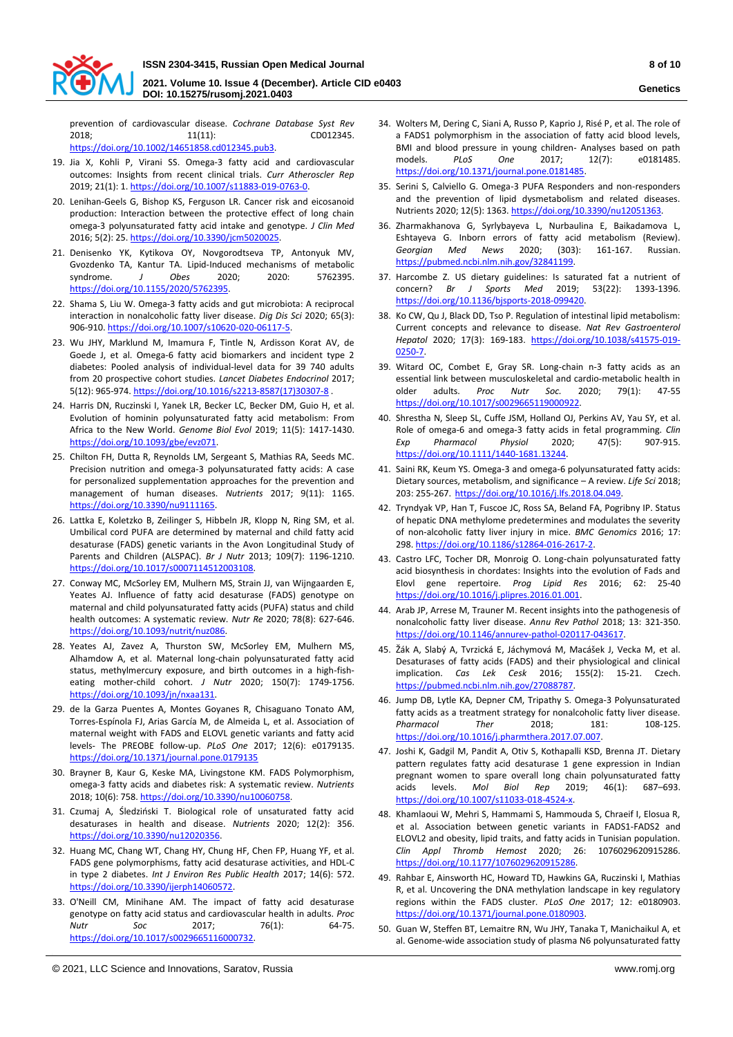prevention of cardiovascular disease. *Cochrane Database Syst Rev* 2018; 11(11): CD012345. https://doi.org/10.1002/14651858.cd012345.pub3.

19. Jia X, Kohli P, Virani SS. Omega-3 fatty acid and cardiovascular outcomes: Insights from recent clinical trials. *Curr Atheroscler Rep* 2019; 21(1): 1. https://doi.org/10.1007/s11883-019-0763-0.
20. Lenihan-Geels G, Bishop KS, Ferguson LR. Cancer risk and eicosanoid production: Interaction between the protective effect of long chain omega-3 polyunsaturated fatty acid intake and genotype. *J Clin Med* 2016; 5(2): 25. https://doi.org/10.3390/jcm5020025.
21. Denisenko YK, Kytikova OY, Novgorodtseva TP, Antonyuk MV, Gvozdenko TA, Kantur TA. Lipid-Induced mechanisms of metabolic syndrome. *J Obes* 2020; 2020: 5762395. https://doi.org/10.1155/2020/5762395.
22. Shama S, Liu W. Omega-3 fatty acids and gut microbiota: A reciprocal interaction in nonalcoholic fatty liver disease. *Dig Dis Sci* 2020; 65(3): 906-910. https://doi.org/10.1007/s10620-020-06117-5.
23. Wu JHY, Marklund M, Imamura F, Tintle N, Ardisson Korat AV, de Goede J, et al. Omega-6 fatty acid biomarkers and incident type 2 diabetes: Pooled analysis of individual-level data for 39 740 adults from 20 prospective cohort studies. *Lancet Diabetes Endocrinol* 2017; 5(12): 965-974. https://doi.org/10.1016/s2213-8587(17)30307-8 .
24. Harris DN, Ruczinski I, Yanek LR, Becker LC, Becker DM, Guio H, et al. Evolution of hominin polyunsaturated fatty acid metabolism: From Africa to the New World. *Genome Biol Evol* 2019; 11(5): 1417-1430. https://doi.org/10.1093/gbe/evz071.
25. Chilton FH, Dutta R, Reynolds LM, Sergeant S, Mathias RA, Seeds MC. Precision nutrition and omega-3 polyunsaturated fatty acids: A case for personalized supplementation approaches for the prevention and management of human diseases. *Nutrients* 2017; 9(11): 1165. https://doi.org/10.3390/nu9111165.
26. Lattka E, Koletzko B, Zeilinger S, Hibbeln JR, Klopp N, Ring SM, et al. Umbilical cord PUFA are determined by maternal and child fatty acid desaturase (FADS) genetic variants in the Avon Longitudinal Study of Parents and Children (ALSPAC). *Br J Nutr* 2013; 109(7): 1196-1210. https://doi.org/10.1017/s0007114512003108.
27. Conway MC, McSorley EM, Mulhern MS, Strain JJ, van Wijngaarden E, Yeates AJ. Influence of fatty acid desaturase (FADS) genotype on maternal and child polyunsaturated fatty acids (PUFA) status and child health outcomes: A systematic review. *Nutr Re* 2020; 78(8): 627-646. https://doi.org/10.1093/nutrit/nuz086.
28. Yeates AJ, Zavez A, Thurston SW, McSorley EM, Mulhern MS, Alhamdow A, et al. Maternal long-chain polyunsaturated fatty acid status, methylmercury exposure, and birth outcomes in a high-fish-eating mother-child cohort. *J Nutr* 2020; 150(7): 1749-1756. https://doi.org/10.1093/jn/nxaa131.
29. de la Garza Puentes A, Montes Goyanes R, Chisaguano Tonato AM, Torres-Espínola FJ, Arias García M, de Almeida L, et al. Association of maternal weight with FADS and ELOVL genetic variants and fatty acid levels- The PREOBE follow-up. *PLoS One* 2017; 12(6): e0179135. https://doi.org/10.1371/journal.pone.0179135
30. Brayner B, Kaur G, Keske MA, Livingstone KM. FADS Polymorphism, omega-3 fatty acids and diabetes risk: A systematic review. *Nutrients* 2018; 10(6): 758. https://doi.org/10.3390/nu10060758.
31. Czumaj A, Śledziński T. Biological role of unsaturated fatty acid desaturases in health and disease. *Nutrients* 2020; 12(2): 356. https://doi.org/10.3390/nu12020356.
32. Huang MC, Chang WT, Chang HY, Chung HF, Chen FP, Huang YF, et al. FADS gene polymorphisms, fatty acid desaturase activities, and HDL-C in type 2 diabetes. *Int J Environ Res Public Health* 2017; 14(6): 572. https://doi.org/10.3390/ijerph14060572.
33. O'Neill CM, Minihane AM. The impact of fatty acid desaturase genotype on fatty acid status and cardiovascular health in adults. *Proc Nutr Soc* 2017; 76(1): 64-75. https://doi.org/10.1017/s0029665116000732.
34. Wolters M, Dering C, Siani A, Russo P, Kaprio J, Risé P, et al. The role of a FADS1 polymorphism in the association of fatty acid blood levels, BMI and blood pressure in young children- Analyses based on path models. *PLoS One* 2017; 12(7): e0181485. https://doi.org/10.1371/journal.pone.0181485.
35. Serini S, Calviello G. Omega-3 PUFA Responders and non-responders and the prevention of lipid dysmetabolism and related diseases. Nutrients 2020; 12(5): 1363. https://doi.org/10.3390/nu12051363.
36. Zharmakhanova G, Syrlybayeva L, Nurbaulina E, Baikadamova L, Eshtayeva G. Inborn errors of fatty acid metabolism (Review). *Georgian Med News* 2020; (303): 161-167. Russian. https://pubmed.ncbi.nlm.nih.gov/32841199.
37. Harcombe Z. US dietary guidelines: Is saturated fat a nutrient of concern? *Br J Sports Med* 2019; 53(22): 1393-1396. https://doi.org/10.1136/bjsports-2018-099420.
38. Ko CW, Qu J, Black DD, Tso P. Regulation of intestinal lipid metabolism: Current concepts and relevance to disease. *Nat Rev Gastroenterol Hepatol* 2020; 17(3): 169-183. https://doi.org/10.1038/s41575-019-0250-7.
39. Witard OC, Combet E, Gray SR. Long-chain n-3 fatty acids as an essential link between musculoskeletal and cardio-metabolic health in older adults. *Proc Nutr Soc.* 2020; 79(1): 47-55 https://doi.org/10.1017/s0029665119000922.
40. Shrestha N, Sleep SL, Cuffe JSM, Holland OJ, Perkins AV, Yau SY, et al. Role of omega-6 and omega-3 fatty acids in fetal programming. *Clin Exp Pharmacol Physiol* 2020; 47(5): 907-915. https://doi.org/10.1111/1440-1681.13244.
41. Saini RK, Keum YS. Omega-3 and omega-6 polyunsaturated fatty acids: Dietary sources, metabolism, and significance – A review. *Life Sci* 2018; 203: 255-267. https://doi.org/10.1016/j.lfs.2018.04.049.
42. Tryndyak VP, Han T, Fuscoe JC, Ross SA, Beland FA, Pogribny IP. Status of hepatic DNA methylome predetermines and modulates the severity of non-alcoholic fatty liver injury in mice. *BMC Genomics* 2016; 17: 298. https://doi.org/10.1186/s12864-016-2617-2.
43. Castro LFC, Tocher DR, Monroig O. Long-chain polyunsaturated fatty acid biosynthesis in chordates: Insights into the evolution of Fads and Elovl gene repertoire. *Prog Lipid Res* 2016; 62: 25-40 https://doi.org/10.1016/j.plipres.2016.01.001.
44. Arab JP, Arrese M, Trauner M. Recent insights into the pathogenesis of nonalcoholic fatty liver disease. *Annu Rev Pathol* 2018; 13: 321-350. https://doi.org/10.1146/annurev-pathol-020117-043617.
45. Žák A, Slabý A, Tvrzická E, Jáchymová M, Macášek J, Vecka M, et al. Desaturases of fatty acids (FADS) and their physiological and clinical implication. *Cas Lek Cesk* 2016; 155(2): 15-21. Czech. https://pubmed.ncbi.nlm.nih.gov/27088787.
46. Jump DB, Lytle KA, Depner CM, Tripathy S. Omega-3 Polyunsaturated fatty acids as a treatment strategy for nonalcoholic fatty liver disease. *Pharmacol Ther* 2018; 181: 108-125. https://doi.org/10.1016/j.pharmthera.2017.07.007.
47. Joshi K, Gadgil M, Pandit A, Otiv S, Kothapalli KSD, Brenna JT. Dietary pattern regulates fatty acid desaturase 1 gene expression in Indian pregnant women to spare overall long chain polyunsaturated fatty acids levels. *Mol Biol Rep* 2019; 46(1): 687–693. https://doi.org/10.1007/s11033-018-4524-x.
48. Khamlaoui W, Mehri S, Hammami S, Hammouda S, Chraeif I, Elosua R, et al. Association between genetic variants in FADS1-FADS2 and ELOVL2 and obesity, lipid traits, and fatty acids in Tunisian population. *Clin Appl Thromb Hemost* 2020; 26: 1076029620915286. https://doi.org/10.1177/1076029620915286.
49. Rahbar E, Ainsworth HC, Howard TD, Hawkins GA, Ruczinski I, Mathias R, et al. Uncovering the DNA methylation landscape in key regulatory regions within the FADS cluster. *PLoS One* 2017; 12: e0180903. https://doi.org/10.1371/journal.pone.0180903.
50. Guan W, Steffen BT, Lemaitre RN, Wu JHY, Tanaka T, Manichaikul A, et al. Genome-wide association study of plasma N6 polyunsaturated fatty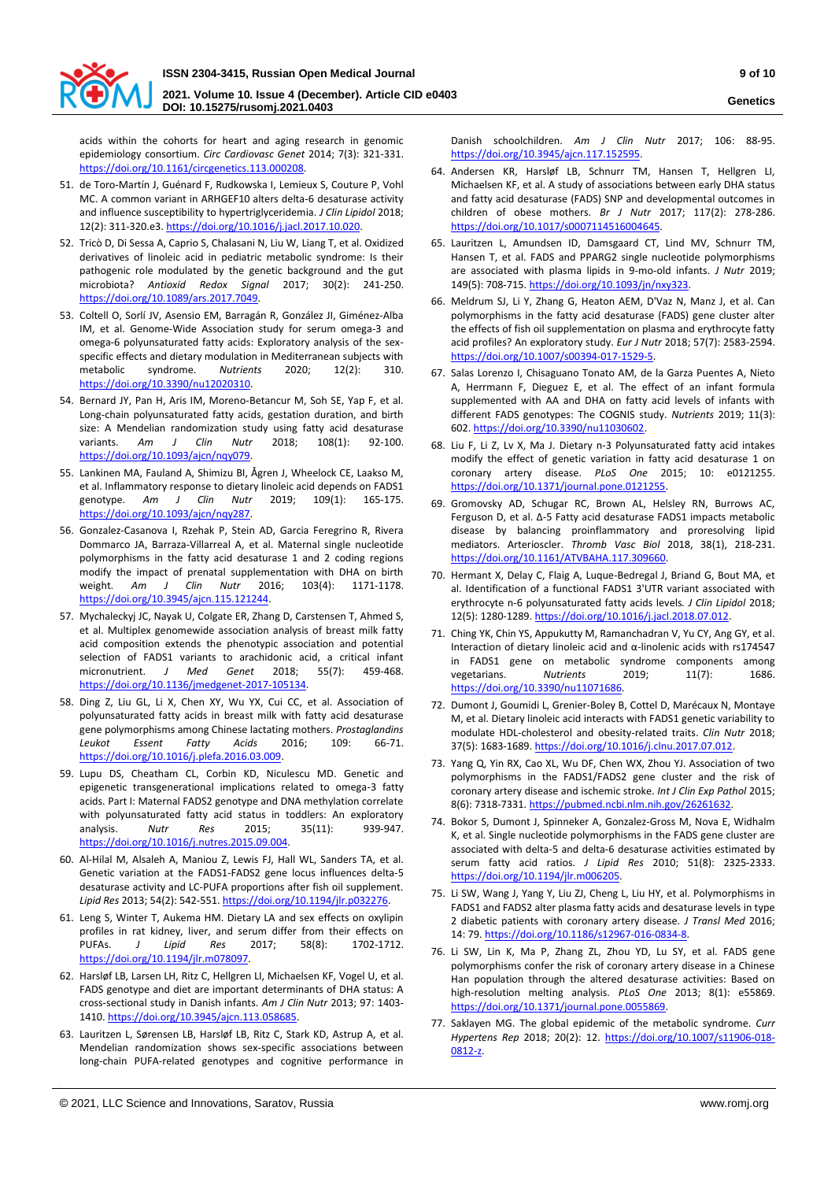acids within the cohorts for heart and aging research in genomic epidemiology consortium. *Circ Cardiovasc Genet* 2014; 7(3): 321-331. https://doi.org/10.1161/circgenetics.113.000208.

51. de Toro-Martín J, Guénard F, Rudkowska I, Lemieux S, Couture P, Vohl MC. A common variant in ARHGEF10 alters delta-6 desaturase activity and influence susceptibility to hypertriglyceridemia. *J Clin Lipidol* 2018; 12(2): 311-320.e3. https://doi.org/10.1016/j.jacl.2017.10.020.
52. Tricò D, Di Sessa A, Caprio S, Chalasani N, Liu W, Liang T, et al. Oxidized derivatives of linoleic acid in pediatric metabolic syndrome: Is their pathogenic role modulated by the genetic background and the gut microbiota? *Antioxid Redox Signal* 2017; 30(2): 241-250. https://doi.org/10.1089/ars.2017.7049.
53. Coltell O, Sorlí JV, Asensio EM, Barragán R, González JI, Giménez-Alba IM, et al. Genome-Wide Association study for serum omega-3 and omega-6 polyunsaturated fatty acids: Exploratory analysis of the sex-specific effects and dietary modulation in Mediterranean subjects with metabolic syndrome. *Nutrients* 2020; 12(2): 310. https://doi.org/10.3390/nu12020310.
54. Bernard JY, Pan H, Aris IM, Moreno-Betancur M, Soh SE, Yap F, et al. Long-chain polyunsaturated fatty acids, gestation duration, and birth size: A Mendelian randomization study using fatty acid desaturase variants. *Am J Clin Nutr* 2018; 108(1): 92-100. https://doi.org/10.1093/ajcn/nqy079.
55. Lankinen MA, Fauland A, Shimizu BI, Ågren J, Wheelock CE, Laakso M, et al. Inflammatory response to dietary linoleic acid depends on FADS1 genotype. *Am J Clin Nutr* 2019; 109(1): 165-175. https://doi.org/10.1093/ajcn/nqy287.
56. Gonzalez-Casanova I, Rzehak P, Stein AD, Garcia Feregrino R, Rivera Dommarco JA, Barraza-Villarreal A, et al. Maternal single nucleotide polymorphisms in the fatty acid desaturase 1 and 2 coding regions modify the impact of prenatal supplementation with DHA on birth weight. *Am J Clin Nutr* 2016; 103(4): 1171-1178. https://doi.org/10.3945/ajcn.115.121244.
57. Mychaleckyj JC, Nayak U, Colgate ER, Zhang D, Carstensen T, Ahmed S, et al. Multiplex genomewide association analysis of breast milk fatty acid composition extends the phenotypic association and potential selection of FADS1 variants to arachidonic acid, a critical infant micronutrient. *J Med Genet* 2018; 55(7): 459-468. https://doi.org/10.1136/jmedgenet-2017-105134.
58. Ding Z, Liu GL, Li X, Chen XY, Wu YX, Cui CC, et al. Association of polyunsaturated fatty acids in breast milk with fatty acid desaturase gene polymorphisms among Chinese lactating mothers. *Prostaglandins Leukot Essent Fatty Acids* 2016; 109: 66-71. https://doi.org/10.1016/j.plefa.2016.03.009.
59. Lupu DS, Cheatham CL, Corbin KD, Niculescu MD. Genetic and epigenetic transgenerational implications related to omega-3 fatty acids. Part I: Maternal FADS2 genotype and DNA methylation correlate with polyunsaturated fatty acid status in toddlers: An exploratory analysis. *Nutr Res* 2015; 35(11): 939-947. https://doi.org/10.1016/j.nutres.2015.09.004.
60. Al-Hilal M, Alsaleh A, Maniou Z, Lewis FJ, Hall WL, Sanders TA, et al. Genetic variation at the FADS1-FADS2 gene locus influences delta-5 desaturase activity and LC-PUFA proportions after fish oil supplement. *Lipid Res* 2013; 54(2): 542-551. https://doi.org/10.1194/jlr.p032276.
61. Leng S, Winter T, Aukema HM. Dietary LA and sex effects on oxylipin profiles in rat kidney, liver, and serum differ from their effects on PUFAs. *J Lipid Res* 2017; 58(8): 1702-1712. https://doi.org/10.1194/jlr.m078097.
62. Harsløf LB, Larsen LH, Ritz C, Hellgren LI, Michaelsen KF, Vogel U, et al. FADS genotype and diet are important determinants of DHA status: A cross-sectional study in Danish infants. *Am J Clin Nutr* 2013; 97: 1403-1410. https://doi.org/10.3945/ajcn.113.058685.
63. Lauritzen L, Sørensen LB, Harsløf LB, Ritz C, Stark KD, Astrup A, et al. Mendelian randomization shows sex-specific associations between long-chain PUFA-related genotypes and cognitive performance in Danish schoolchildren. *Am J Clin Nutr* 2017; 106: 88-95. https://doi.org/10.3945/ajcn.117.152595.
64. Andersen KR, Harsløf LB, Schnurr TM, Hansen T, Hellgren LI, Michaelsen KF, et al. A study of associations between early DHA status and fatty acid desaturase (FADS) SNP and developmental outcomes in children of obese mothers. *Br J Nutr* 2017; 117(2): 278-286. https://doi.org/10.1017/s0007114516004645.
65. Lauritzen L, Amundsen ID, Damsgaard CT, Lind MV, Schnurr TM, Hansen T, et al. FADS and PPARG2 single nucleotide polymorphisms are associated with plasma lipids in 9-mo-old infants. *J Nutr* 2019; 149(5): 708-715. https://doi.org/10.1093/jn/nxy323.
66. Meldrum SJ, Li Y, Zhang G, Heaton AEM, D'Vaz N, Manz J, et al. Can polymorphisms in the fatty acid desaturase (FADS) gene cluster alter the effects of fish oil supplementation on plasma and erythrocyte fatty acid profiles? An exploratory study. *Eur J Nutr* 2018; 57(7): 2583-2594. https://doi.org/10.1007/s00394-017-1529-5.
67. Salas Lorenzo I, Chisaguano Tonato AM, de la Garza Puentes A, Nieto A, Herrmann F, Dieguez E, et al. The effect of an infant formula supplemented with AA and DHA on fatty acid levels of infants with different FADS genotypes: The COGNIS study. *Nutrients* 2019; 11(3): 602. https://doi.org/10.3390/nu11030602.
68. Liu F, Li Z, Lv X, Ma J. Dietary n-3 Polyunsaturated fatty acid intakes modify the effect of genetic variation in fatty acid desaturase 1 on coronary artery disease. *PLoS One* 2015; 10: e0121255. https://doi.org/10.1371/journal.pone.0121255.
69. Gromovsky AD, Schugar RC, Brown AL, Helsley RN, Burrows AC, Ferguson D, et al. Δ-5 Fatty acid desaturase FADS1 impacts metabolic disease by balancing proinflammatory and proresolving lipid mediators. Arterioscler. *Thromb Vasc Biol* 2018, 38(1), 218-231. https://doi.org/10.1161/ATVBAHA.117.309660.
70. Hermant X, Delay C, Flaig A, Luque-Bedregal J, Briand G, Bout MA, et al. Identification of a functional FADS1 3'UTR variant associated with erythrocyte n-6 polyunsaturated fatty acids levels. *J Clin Lipidol* 2018; 12(5): 1280-1289. https://doi.org/10.1016/j.jacl.2018.07.012.
71. Ching YK, Chin YS, Appukutty M, Ramanchadran V, Yu CY, Ang GY, et al. Interaction of dietary linoleic acid and α-linolenic acids with rs174547 in FADS1 gene on metabolic syndrome components among vegetarians. *Nutrients* 2019; 11(7): 1686. https://doi.org/10.3390/nu11071686.
72. Dumont J, Goumidi L, Grenier-Boley B, Cottel D, Marécaux N, Montaye M, et al. Dietary linoleic acid interacts with FADS1 genetic variability to modulate HDL-cholesterol and obesity-related traits. *Clin Nutr* 2018; 37(5): 1683-1689. https://doi.org/10.1016/j.clnu.2017.07.012.
73. Yang Q, Yin RX, Cao XL, Wu DF, Chen WX, Zhou YJ. Association of two polymorphisms in the FADS1/FADS2 gene cluster and the risk of coronary artery disease and ischemic stroke. *Int J Clin Exp Pathol* 2015; 8(6): 7318-7331. https://pubmed.ncbi.nlm.nih.gov/26261632.
74. Bokor S, Dumont J, Spinneker A, Gonzalez-Gross M, Nova E, Widhalm K, et al. Single nucleotide polymorphisms in the FADS gene cluster are associated with delta-5 and delta-6 desaturase activities estimated by serum fatty acid ratios. *J Lipid Res* 2010; 51(8): 2325-2333. https://doi.org/10.1194/jlr.m006205.
75. Li SW, Wang J, Yang Y, Liu ZJ, Cheng L, Liu HY, et al. Polymorphisms in FADS1 and FADS2 alter plasma fatty acids and desaturase levels in type 2 diabetic patients with coronary artery disease. *J Transl Med* 2016; 14: 79. https://doi.org/10.1186/s12967-016-0834-8.
76. Li SW, Lin K, Ma P, Zhang ZL, Zhou YD, Lu SY, et al. FADS gene polymorphisms confer the risk of coronary artery disease in a Chinese Han population through the altered desaturase activities: Based on high-resolution melting analysis. *PLoS One* 2013; 8(1): e55869. https://doi.org/10.1371/journal.pone.0055869.
77. Saklayen MG. The global epidemic of the metabolic syndrome. *Curr Hypertens Rep* 2018; 20(2): 12. https://doi.org/10.1007/s11906-018-0812-z.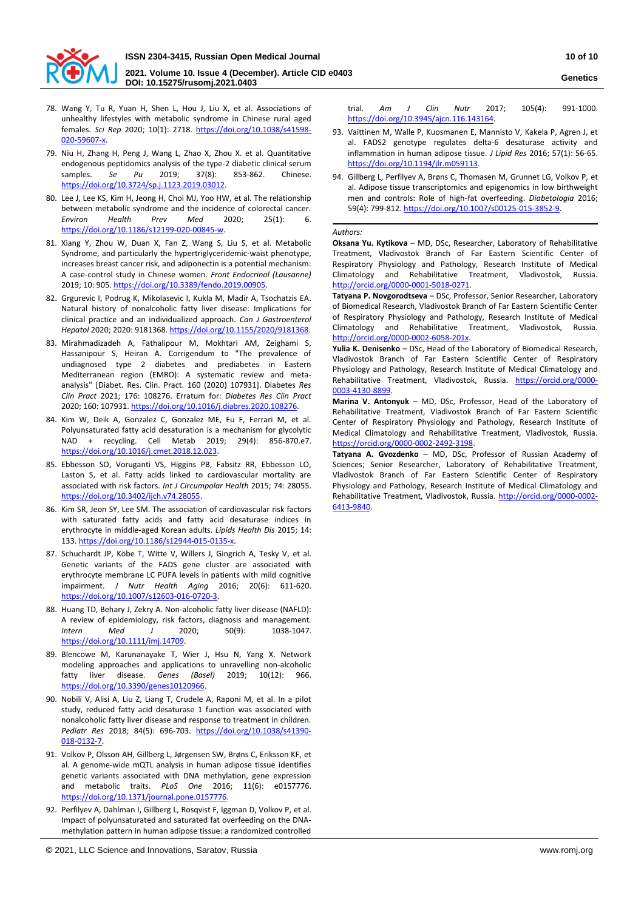78. Wang Y, Tu R, Yuan H, Shen L, Hou J, Liu X, et al. Associations of unhealthy lifestyles with metabolic syndrome in Chinese rural aged females. *Sci Rep* 2020; 10(1): 2718. https://doi.org/10.1038/s41598-020-59607-x.
79. Niu H, Zhang H, Peng J, Wang L, Zhao X, Zhou X. et al. Quantitative endogenous peptidomics analysis of the type-2 diabetic clinical serum samples. *Se Pu* 2019; 37(8): 853-862. Chinese. https://doi.org/10.3724/sp.j.1123.2019.03012.
80. Lee J, Lee KS, Kim H, Jeong H, Choi MJ, Yoo HW, et al. The relationship between metabolic syndrome and the incidence of colorectal cancer. *Environ Health Prev Med* 2020; 25(1): 6. https://doi.org/10.1186/s12199-020-00845-w.
81. Xiang Y, Zhou W, Duan X, Fan Z, Wang S, Liu S, et al. Metabolic Syndrome, and particularly the hypertriglyceridemic-waist phenotype, increases breast cancer risk, and adiponectin is a potential mechanism: A case-control study in Chinese women. *Front Endocrinol (Lausanne)* 2019; 10: 905. https://doi.org/10.3389/fendo.2019.00905.
82. Grgurevic I, Podrug K, Mikolasevic I, Kukla M, Madir A, Tsochatzis EA. Natural history of nonalcoholic fatty liver disease: Implications for clinical practice and an individualized approach. *Can J Gastroenterol Hepatol* 2020; 2020: 9181368. https://doi.org/10.1155/2020/9181368.
83. Mirahmadizadeh A, Fathalipour M, Mokhtari AM, Zeighami S, Hassanipour S, Heiran A. Corrigendum to "The prevalence of undiagnosed type 2 diabetes and prediabetes in Eastern Mediterranean region (EMRO): A systematic review and meta-analysis" [Diabet. Res. Clin. Pract. 160 (2020) 107931]. Diabetes *Res Clin Pract* 2021; 176: 108276. Erratum for: *Diabetes Res Clin Pract* 2020; 160: 107931. https://doi.org/10.1016/j.diabres.2020.108276.
84. Kim W, Deik A, Gonzalez C, Gonzalez ME, Fu F, Ferrari M, et al. Polyunsaturated fatty acid desaturation is a mechanism for glycolytic NAD + recycling. Cell Metab 2019; 29(4): 856-870.e7. https://doi.org/10.1016/j.cmet.2018.12.023.
85. Ebbesson SO, Voruganti VS, Higgins PB, Fabsitz RR, Ebbesson LO, Laston S, et al. Fatty acids linked to cardiovascular mortality are associated with risk factors. *Int J Circumpolar Health* 2015; 74: 28055. https://doi.org/10.3402/ijch.v74.28055.
86. Kim SR, Jeon SY, Lee SM. The association of cardiovascular risk factors with saturated fatty acids and fatty acid desaturase indices in erythrocyte in middle-aged Korean adults. *Lipids Health Dis* 2015; 14: 133. https://doi.org/10.1186/s12944-015-0135-x.
87. Schuchardt JP, Köbe T, Witte V, Willers J, Gingrich A, Tesky V, et al. Genetic variants of the FADS gene cluster are associated with erythrocyte membrane LC PUFA levels in patients with mild cognitive impairment. *J Nutr Health Aging* 2016; 20(6): 611-620. https://doi.org/10.1007/s12603-016-0720-3.
88. Huang TD, Behary J, Zekry A. Non-alcoholic fatty liver disease (NAFLD): A review of epidemiology, risk factors, diagnosis and management. *Intern Med J* 2020; 50(9): 1038-1047. https://doi.org/10.1111/imj.14709.
89. Blencowe M, Karunanayake T, Wier J, Hsu N, Yang X. Network modeling approaches and applications to unravelling non-alcoholic fatty liver disease. *Genes (Basel)* 2019; 10(12): 966. https://doi.org/10.3390/genes10120966.
90. Nobili V, Alisi A, Liu Z, Liang T, Crudele A, Raponi M, et al. In a pilot study, reduced fatty acid desaturase 1 function was associated with nonalcoholic fatty liver disease and response to treatment in children. *Pediatr Res* 2018; 84(5): 696-703. https://doi.org/10.1038/s41390-018-0132-7.
91. Volkov P, Olsson AH, Gillberg L, Jørgensen SW, Brøns C, Eriksson KF, et al. A genome-wide mQTL analysis in human adipose tissue identifies genetic variants associated with DNA methylation, gene expression and metabolic traits. *PLoS One* 2016; 11(6): e0157776. https://doi.org/10.1371/journal.pone.0157776.
92. Perfilyev A, Dahlman I, Gillberg L, Rosqvist F, Iggman D, Volkov P, et al. Impact of polyunsaturated and saturated fat overfeeding on the DNA-methylation pattern in human adipose tissue: a randomized controlled trial. *Am J Clin Nutr* 2017; 105(4): 991-1000. https://doi.org/10.3945/ajcn.116.143164.
93. Vaittinen M, Walle P, Kuosmanen E, Mannisto V, Kakela P, Agren J, et al. FADS2 genotype regulates delta-6 desaturase activity and inflammation in human adipose tissue. *J Lipid Res* 2016; 57(1): 56-65. https://doi.org/10.1194/jlr.m059113.
94. Gillberg L, Perfilyev A, Brøns C, Thomasen M, Grunnet LG, Volkov P, et al. Adipose tissue transcriptomics and epigenomics in low birthweight men and controls: Role of high-fat overfeeding. *Diabetologia* 2016; 59(4): 799-812. https://doi.org/10.1007/s00125-015-3852-9.

*Authors:*

**Oksana Yu. Kytikova** – MD, DSc, Researcher, Laboratory of Rehabilitative Treatment, Vladivostok Branch of Far Eastern Scientific Center of Respiratory Physiology and Pathology, Research Institute of Medical Climatology and Rehabilitative Treatment, Vladivostok, Russia. http://orcid.org/0000-0001-5018-0271.

**Tatyana P. Novgorodtseva** – DSc, Professor, Senior Researcher, Laboratory of Biomedical Research, Vladivostok Branch of Far Eastern Scientific Center of Respiratory Physiology and Pathology, Research Institute of Medical Climatology and Rehabilitative Treatment, Vladivostok, Russia. http://orcid.org/0000-0002-6058-201x.

**Yulia K. Denisenko** – DSc, Head of the Laboratory of Biomedical Research, Vladivostok Branch of Far Eastern Scientific Center of Respiratory Physiology and Pathology, Research Institute of Medical Climatology and Rehabilitative Treatment, Vladivostok, Russia. https://orcid.org/0000-0003-4130-8899.

**Marina V. Antonyuk** – MD, DSc, Professor, Head of the Laboratory of Rehabilitative Treatment, Vladivostok Branch of Far Eastern Scientific Center of Respiratory Physiology and Pathology, Research Institute of Medical Climatology and Rehabilitative Treatment, Vladivostok, Russia. https://orcid.org/0000-0002-2492-3198.

**Tatyana A. Gvozdenko** – MD, DSc, Professor of Russian Academy of Sciences; Senior Researcher, Laboratory of Rehabilitative Treatment, Vladivostok Branch of Far Eastern Scientific Center of Respiratory Physiology and Pathology, Research Institute of Medical Climatology and Rehabilitative Treatment, Vladivostok, Russia. http://orcid.org/0000-0002-6413-9840.